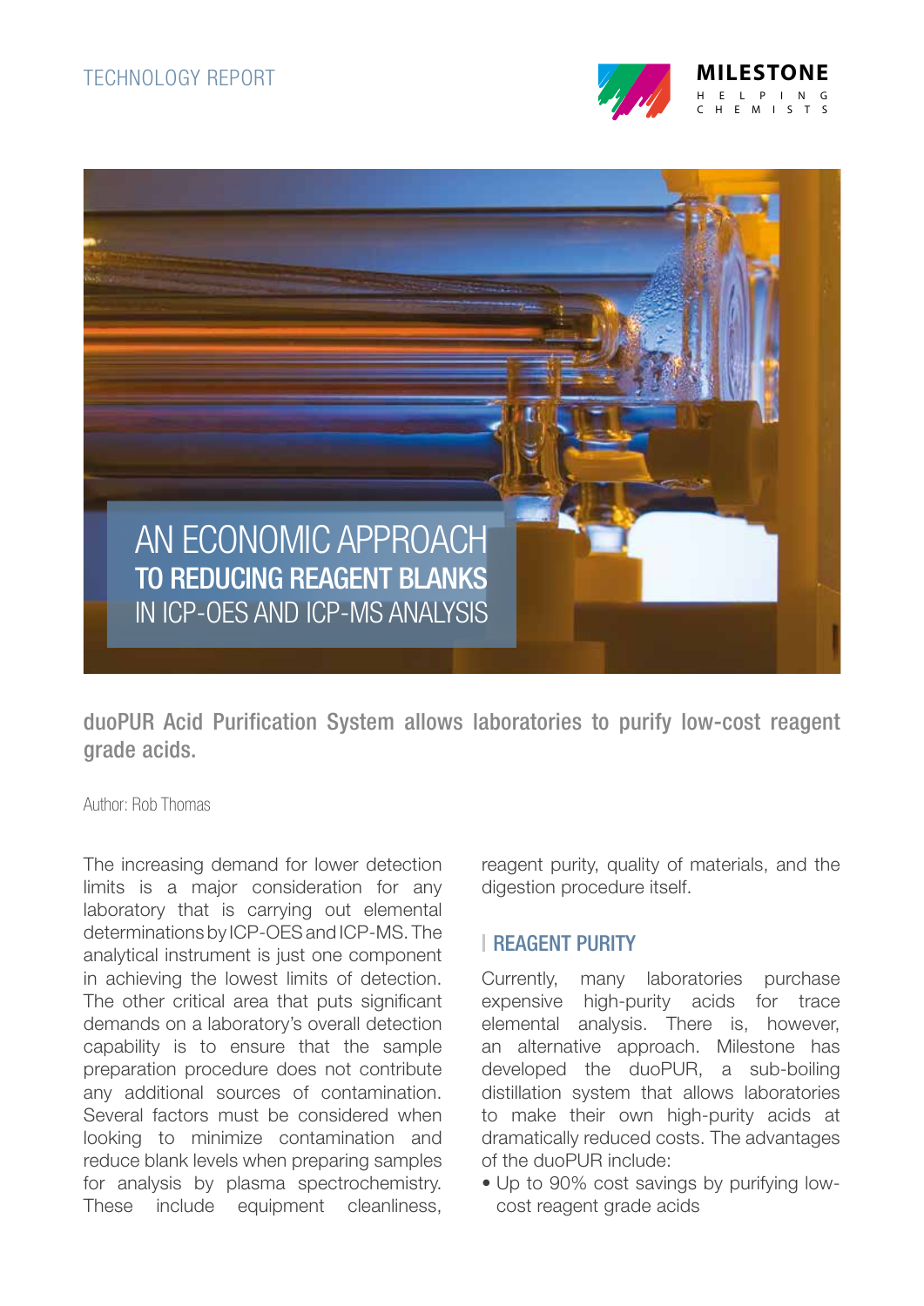TECHNOLOGY REPORT

MILESTONE
HELPING CHEMISTS

# AN ECONOMIC APPROACH TO REDUCING REAGENT BLANKS IN ICP-OES AND ICP-MS ANALYSIS

**duoPUR Acid Purification System allows laboratories to purify low-cost reagent grade acids.**

Author: Rob Thomas

The increasing demand for lower detection limits is a major consideration for any laboratory that is carrying out elemental determinations by ICP-OES and ICP-MS. The analytical instrument is just one component in achieving the lowest limits of detection. The other critical area that puts significant demands on a laboratory's overall detection capability is to ensure that the sample preparation procedure does not contribute any additional sources of contamination. Several factors must be considered when looking to minimize contamination and reduce blank levels when preparing samples for analysis by plasma spectrochemistry. These include equipment cleanliness, reagent purity, quality of materials, and the digestion procedure itself.

## REAGENT PURITY

Currently, many laboratories purchase expensive high-purity acids for trace elemental analysis. There is, however, an alternative approach. Milestone has developed the duoPUR, a sub-boiling distillation system that allows laboratories to make their own high-purity acids at dramatically reduced costs. The advantages of the duoPUR include:

- Up to 90% cost savings by purifying low-cost reagent grade acids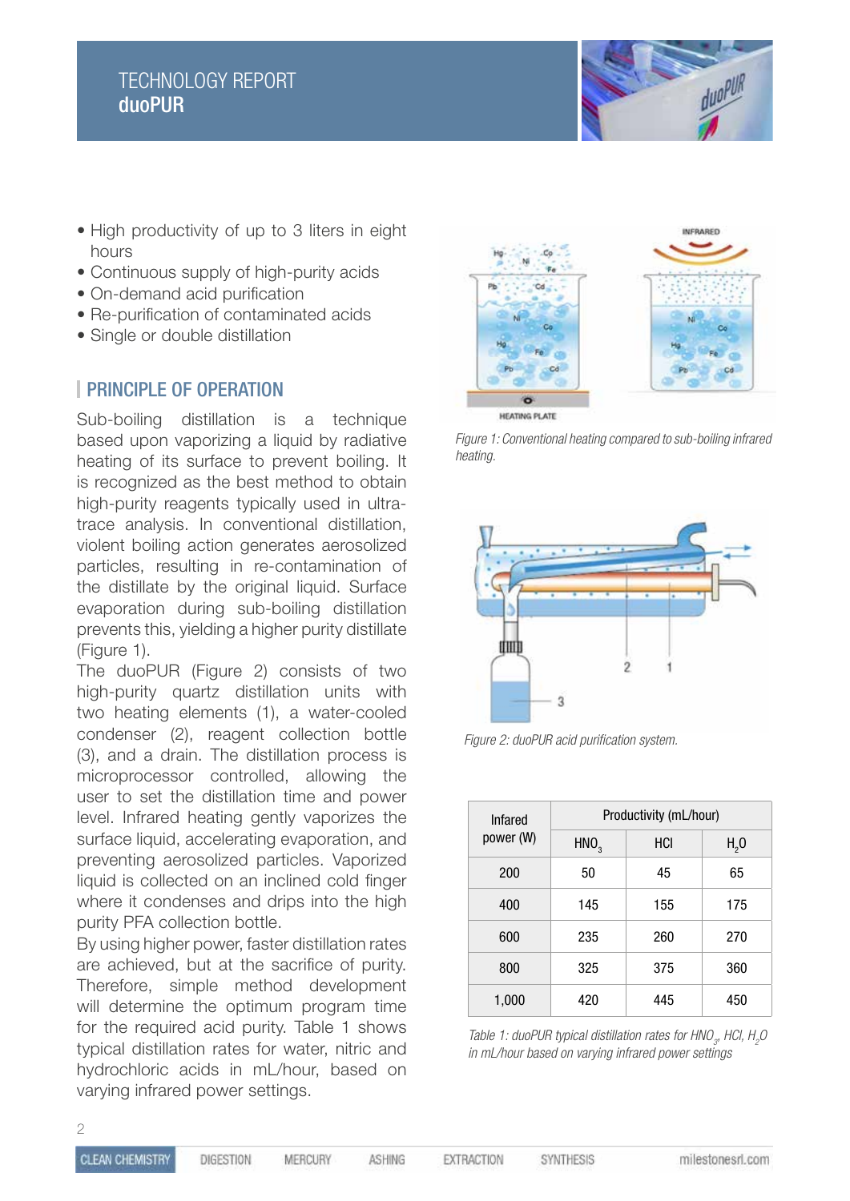- High productivity of up to 3 liters in eight hours
- Continuous supply of high-purity acids
- On-demand acid purification
- Re-purification of contaminated acids
- Single or double distillation

## PRINCIPLE OF OPERATION

Sub-boiling distillation is a technique based upon vaporizing a liquid by radiative heating of its surface to prevent boiling. It is recognized as the best method to obtain high-purity reagents typically used in ultra-trace analysis. In conventional distillation, violent boiling action generates aerosolized particles, resulting in re-contamination of the distillate by the original liquid. Surface evaporation during sub-boiling distillation prevents this, yielding a higher purity distillate (Figure 1).

The duoPUR (Figure 2) consists of two high-purity quartz distillation units with two heating elements (1), a water-cooled condenser (2), reagent collection bottle (3), and a drain. The distillation process is microprocessor controlled, allowing the user to set the distillation time and power level. Infrared heating gently vaporizes the surface liquid, accelerating evaporation, and preventing aerosolized particles. Vaporized liquid is collected on an inclined cold finger where it condenses and drips into the high purity PFA collection bottle.

By using higher power, faster distillation rates are achieved, but at the sacrifice of purity. Therefore, simple method development will determine the optimum program time for the required acid purity. Table 1 shows typical distillation rates for water, nitric and hydrochloric acids in mL/hour, based on varying infrared power settings.

*Figure 1: Conventional heating compared to sub-boiling infrared heating.*

*Figure 2: duoPUR acid purification system.*

| Infrared power (W) | Productivity (mL/hour) | | |
|---|---|---|---|
| | $HNO_3$ | HCl | $H_2O$ |
| 200 | 50 | 45 | 65 |
| 400 | 145 | 155 | 175 |
| 600 | 235 | 260 | 270 |
| 800 | 325 | 375 | 360 |
| 1,000 | 420 | 445 | 450 |

*Table 1: duoPUR typical distillation rates for $HNO_3$, HCl, $H_2O$ in mL/hour based on varying infrared power settings*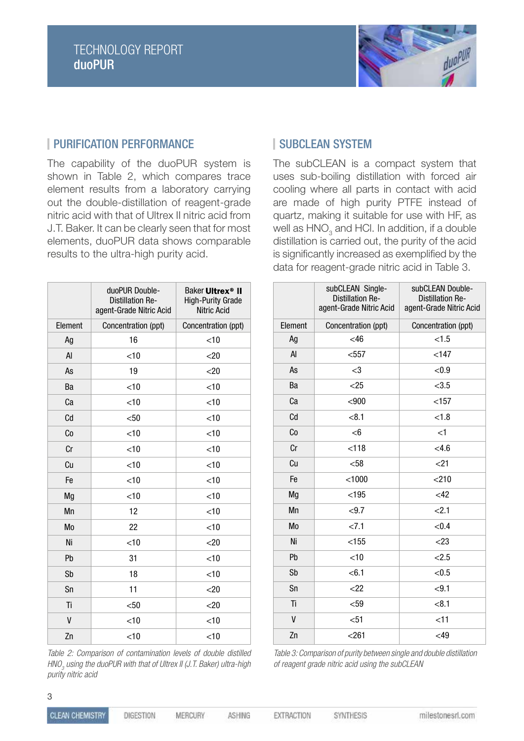## PURIFICATION PERFORMANCE

The capability of the duoPUR system is shown in Table 2, which compares trace element results from a laboratory carrying out the double-distillation of reagent-grade nitric acid with that of Ultrex II nitric acid from J.T. Baker. It can be clearly seen that for most elements, duoPUR data shows comparable results to the ultra-high purity acid.

| | duoPUR Double-Distillation Reagent-Grade Nitric Acid | Baker **Ultrex® II** High-Purity Grade Nitric Acid |
|---|---|---|
| Element | Concentration (ppt) | Concentration (ppt) |
| Ag | 16 | <10 |
| Al | <10 | <20 |
| As | 19 | <20 |
| Ba | <10 | <10 |
| Ca | <10 | <10 |
| Cd | <50 | <10 |
| Co | <10 | <10 |
| Cr | <10 | <10 |
| Cu | <10 | <10 |
| Fe | <10 | <10 |
| Mg | <10 | <10 |
| Mn | 12 | <10 |
| Mo | 22 | <10 |
| Ni | <10 | <20 |
| Pb | 31 | <10 |
| Sb | 18 | <10 |
| Sn | 11 | <20 |
| Ti | <50 | <20 |
| V | <10 | <10 |
| Zn | <10 | <10 |

*Table 2: Comparison of contamination levels of double distilled $HNO_3$ using the duoPUR with that of Ultrex II (J.T. Baker) ultra-high purity nitric acid*

## SUBCLEAN SYSTEM

The subCLEAN is a compact system that uses sub-boiling distillation with forced air cooling where all parts in contact with acid are made of high purity PTFE instead of quartz, making it suitable for use with HF, as well as $HNO_3$ and HCl. In addition, if a double distillation is carried out, the purity of the acid is significantly increased as exemplified by the data for reagent-grade nitric acid in Table 3.

| | subCLEAN Single-Distillation Reagent-Grade Nitric Acid | subCLEAN Double-Distillation Reagent-Grade Nitric Acid |
|---|---|---|
| Element | Concentration (ppt) | Concentration (ppt) |
| Ag | <46 | <1.5 |
| Al | <557 | <147 |
| As | <3 | <0.9 |
| Ba | <25 | <3.5 |
| Ca | <900 | <157 |
| Cd | <8.1 | <1.8 |
| Co | <6 | <1 |
| Cr | <118 | <4.6 |
| Cu | <58 | <21 |
| Fe | <1000 | <210 |
| Mg | <195 | <42 |
| Mn | <9.7 | <2.1 |
| Mo | <7.1 | <0.4 |
| Ni | <155 | <23 |
| Pb | <10 | <2.5 |
| Sb | <6.1 | <0.5 |
| Sn | <22 | <9.1 |
| Ti | <59 | <8.1 |
| V | <51 | <11 |
| Zn | <261 | <49 |

*Table 3: Comparison of purity between single and double distillation of reagent grade nitric acid using the subCLEAN*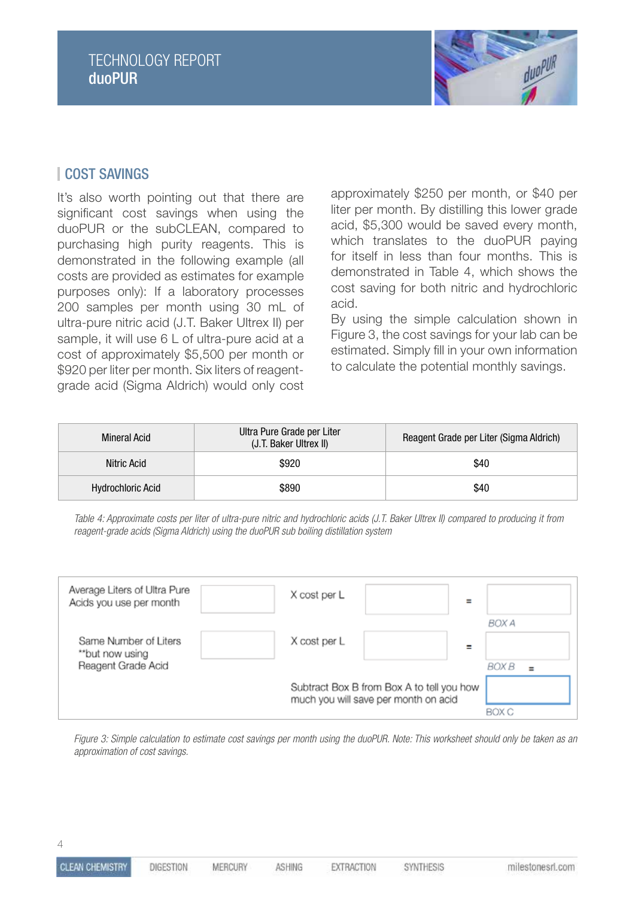## COST SAVINGS

It's also worth pointing out that there are significant cost savings when using the duoPUR or the subCLEAN, compared to purchasing high purity reagents. This is demonstrated in the following example (all costs are provided as estimates for example purposes only): If a laboratory processes 200 samples per month using 30 mL of ultra-pure nitric acid (J.T. Baker Ultrex II) per sample, it will use 6 L of ultra-pure acid at a cost of approximately $5,500 per month or $920 per liter per month. Six liters of reagent-grade acid (Sigma Aldrich) would only cost approximately $250 per month, or $40 per liter per month. By distilling this lower grade acid, $5,300 would be saved every month, which translates to the duoPUR paying for itself in less than four months. This is demonstrated in Table 4, which shows the cost saving for both nitric and hydrochloric acid.

By using the simple calculation shown in Figure 3, the cost savings for your lab can be estimated. Simply fill in your own information to calculate the potential monthly savings.

| Mineral Acid | Ultra Pure Grade per Liter (J.T. Baker Ultrex II) | Reagent Grade per Liter (Sigma Aldrich) |
|---|---|---|
| Nitric Acid | $920 | $40 |
| Hydrochloric Acid | $890 | $40 |

*Table 4: Approximate costs per liter of ultra-pure nitric and hydrochloric acids (J.T. Baker Ultrex II) compared to producing it from reagent-grade acids (Sigma Aldrich) using the duoPUR sub boiling distillation system*

| | | | | | |
|---|---|---|---|---|---|
| Average Liters of Ultra Pure Acids you use per month | | X cost per L | | = | BOX A |
| Same Number of Liters **but now using Reagent Grade Acid | | X cost per L | | = | BOX B = |
| | | Subtract Box B from Box A to tell you how much you will save per month on acid | | | BOX C |

*Figure 3: Simple calculation to estimate cost savings per month using the duoPUR. Note: This worksheet should only be taken as an approximation of cost savings.*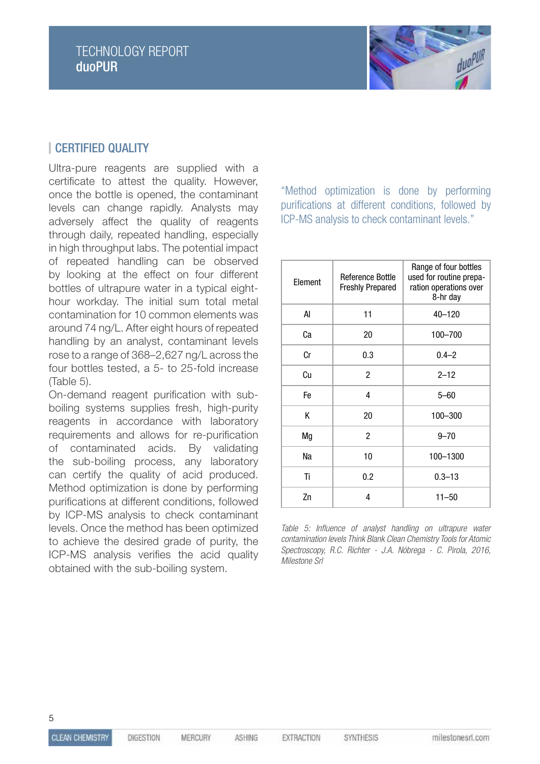## CERTIFIED QUALITY

Ultra-pure reagents are supplied with a certificate to attest the quality. However, once the bottle is opened, the contaminant levels can change rapidly. Analysts may adversely affect the quality of reagents through daily, repeated handling, especially in high throughput labs. The potential impact of repeated handling can be observed by looking at the effect on four different bottles of ultrapure water in a typical eight-hour workday. The initial sum total metal contamination for 10 common elements was around 74 ng/L. After eight hours of repeated handling by an analyst, contaminant levels rose to a range of 368–2,627 ng/L across the four bottles tested, a 5- to 25-fold increase (Table 5).

On-demand reagent purification with sub-boiling systems supplies fresh, high-purity reagents in accordance with laboratory requirements and allows for re-purification of contaminated acids. By validating the sub-boiling process, any laboratory can certify the quality of acid produced. Method optimization is done by performing purifications at different conditions, followed by ICP-MS analysis to check contaminant levels. Once the method has been optimized to achieve the desired grade of purity, the ICP-MS analysis verifies the acid quality obtained with the sub-boiling system.

"Method optimization is done by performing purifications at different conditions, followed by ICP-MS analysis to check contaminant levels."

| Element | Reference Bottle Freshly Prepared | Range of four bottles used for routine preparation operations over 8-hr day |
|---|---|---|
| Al | 11 | 40–120 |
| Ca | 20 | 100–700 |
| Cr | 0.3 | 0.4–2 |
| Cu | 2 | 2–12 |
| Fe | 4 | 5–60 |
| K | 20 | 100–300 |
| Mg | 2 | 9–70 |
| Na | 10 | 100–1300 |
| Ti | 0.2 | 0.3–13 |
| Zn | 4 | 11–50 |

*Table 5: Influence of analyst handling on ultrapure water contamination levels Think Blank Clean Chemistry Tools for Atomic Spectroscopy, R.C. Richter - J.A. Nóbrega - C. Pirola, 2016, Milestone Srl*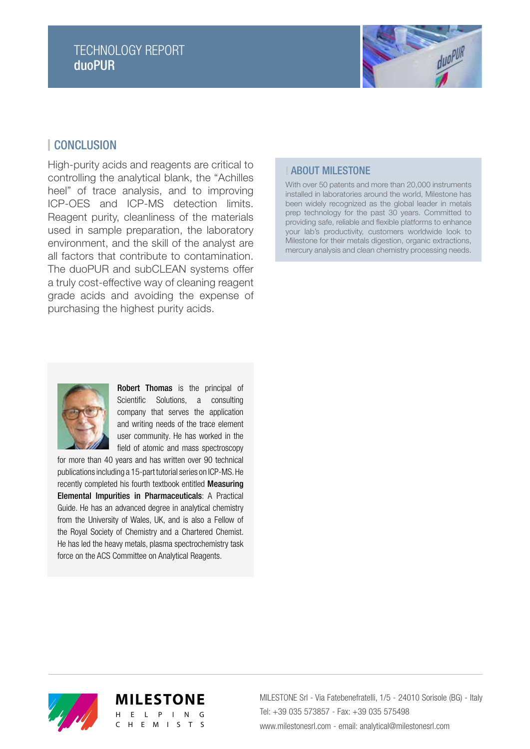## CONCLUSION

High-purity acids and reagents are critical to controlling the analytical blank, the "Achilles heel" of trace analysis, and to improving ICP-OES and ICP-MS detection limits. Reagent purity, cleanliness of the materials used in sample preparation, the laboratory environment, and the skill of the analyst are all factors that contribute to contamination. The duoPUR and subCLEAN systems offer a truly cost-effective way of cleaning reagent grade acids and avoiding the expense of purchasing the highest purity acids.

## ABOUT MILESTONE

With over 50 patents and more than 20,000 instruments installed in laboratories around the world, Milestone has been widely recognized as the global leader in metals prep technology for the past 30 years. Committed to providing safe, reliable and flexible platforms to enhance your lab's productivity, customers worldwide look to Milestone for their metals digestion, organic extractions, mercury analysis and clean chemistry processing needs.

**Robert Thomas** is the principal of Scientific Solutions, a consulting company that serves the application and writing needs of the trace element user community. He has worked in the field of atomic and mass spectroscopy for more than 40 years and has written over 90 technical publications including a 15-part tutorial series on ICP-MS. He recently completed his fourth textbook entitled **Measuring Elemental Impurities in Pharmaceuticals**: A Practical Guide. He has an advanced degree in analytical chemistry from the University of Wales, UK, and is also a Fellow of the Royal Society of Chemistry and a Chartered Chemist. He has led the heavy metals, plasma spectrochemistry task force on the ACS Committee on Analytical Reagents.

MILESTONE
HELPING CHEMISTS

MILESTONE Srl - Via Fatebenefratelli, 1/5 - 24010 Sorisole (BG) - Italy
Tel: +39 035 573857 - Fax: +39 035 575498
www.milestonesrl.com - email: analytical@milestonesrl.com